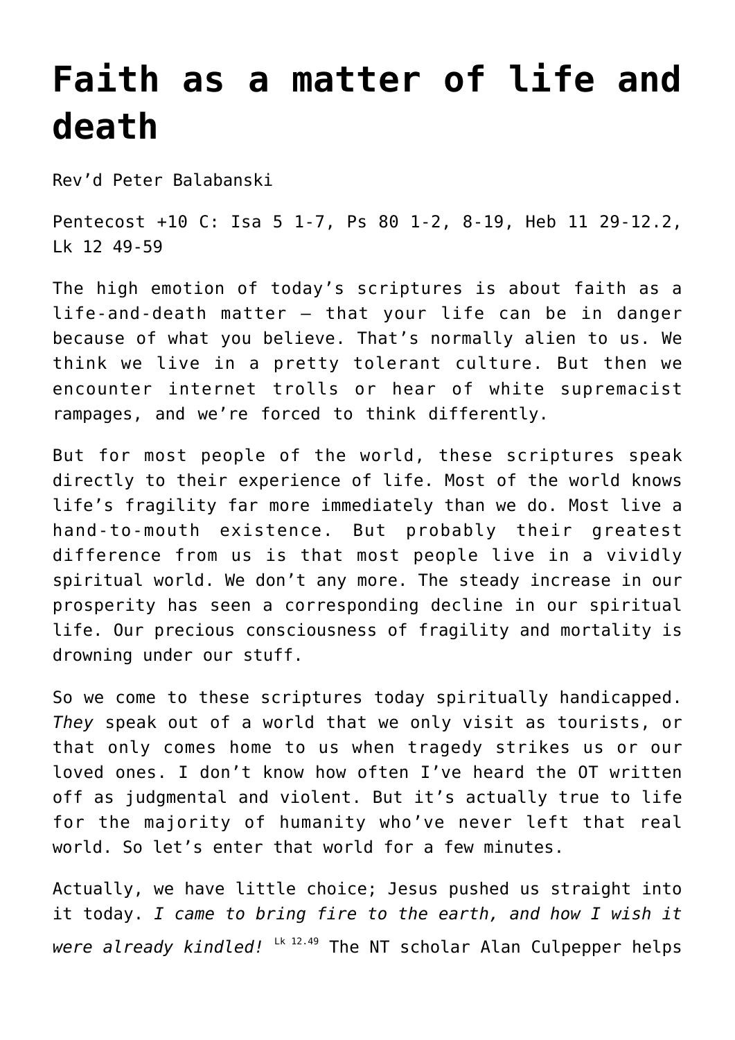# Faith as a matter of life and death

Rev'd Peter Balabanski

Pentecost +10 C: Isa 5 1-7, Ps 80 1-2, 8-19, Heb 11 29-12.2, Lk 12 49-59

The high emotion of today's scriptures is about faith as a life-and-death matter – that your life can be in danger because of what you believe. That's normally alien to us. We think we live in a pretty tolerant culture. But then we encounter internet trolls or hear of white supremacist rampages, and we're forced to think differently.

But for most people of the world, these scriptures speak directly to their experience of life. Most of the world knows life's fragility far more immediately than we do. Most live a hand-to-mouth existence. But probably their greatest difference from us is that most people live in a vividly spiritual world. We don't any more. The steady increase in our prosperity has seen a corresponding decline in our spiritual life. Our precious consciousness of fragility and mortality is drowning under our stuff.

So we come to these scriptures today spiritually handicapped. *They* speak out of a world that we only visit as tourists, or that only comes home to us when tragedy strikes us or our loved ones. I don't know how often I've heard the OT written off as judgmental and violent. But it's actually true to life for the majority of humanity who've never left that real world. So let's enter that world for a few minutes.

Actually, we have little choice; Jesus pushed us straight into it today. *I came to bring fire to the earth, and how I wish it were already kindled!* [Lk 12.49] The NT scholar Alan Culpepper helps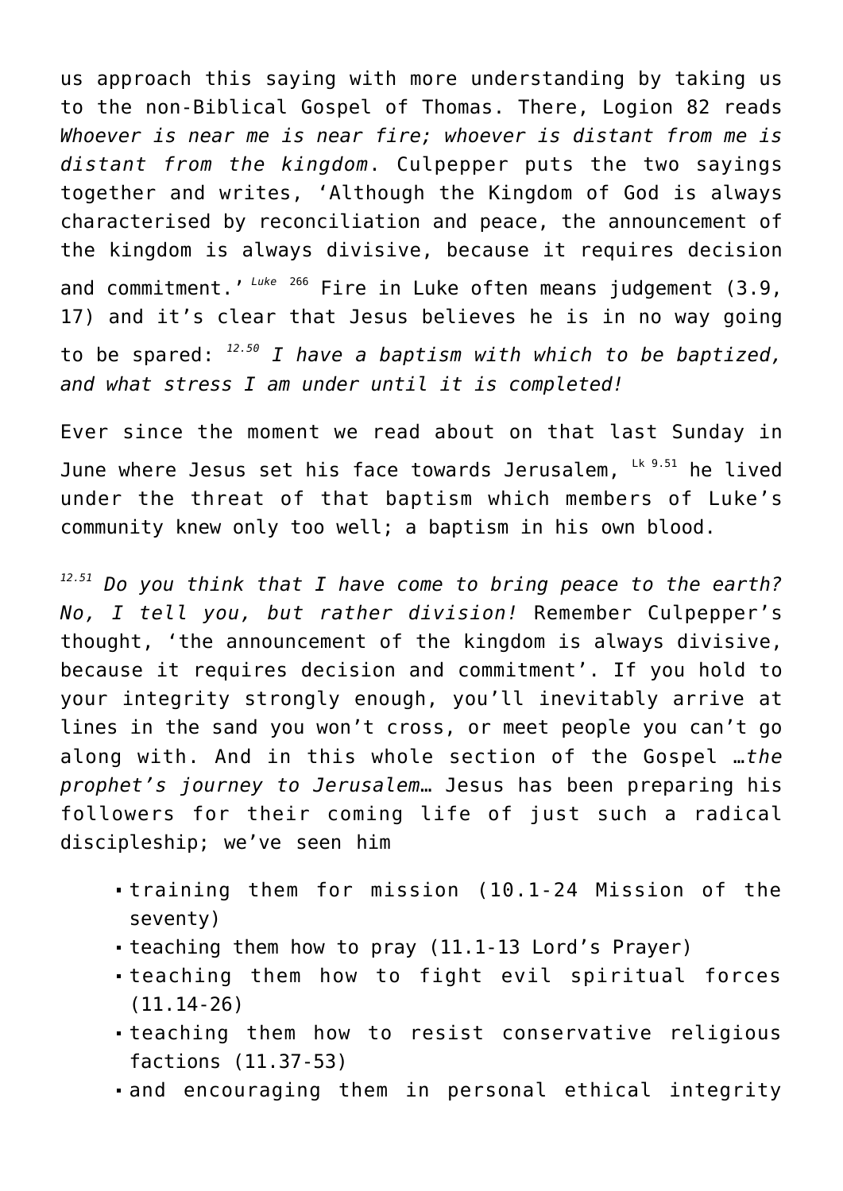us approach this saying with more understanding by taking us to the non-Biblical Gospel of Thomas. There, Logion 82 reads *Whoever is near me is near fire; whoever is distant from me is distant from the kingdom*. Culpepper puts the two sayings together and writes, 'Although the Kingdom of God is always characterised by reconciliation and peace, the announcement of the kingdom is always divisive, because it requires decision and commitment.' [*Luke* 266] Fire in Luke often means judgement (3.9, 17) and it's clear that Jesus believes he is in no way going to be spared: [12.50] *I have a baptism with which to be baptized, and what stress I am under until it is completed!*

Ever since the moment we read about on that last Sunday in June where Jesus set his face towards Jerusalem, [Lk 9.51] he lived under the threat of that baptism which members of Luke's community knew only too well; a baptism in his own blood.

[12.51] *Do you think that I have come to bring peace to the earth? No, I tell you, but rather division!* Remember Culpepper's thought, 'the announcement of the kingdom is always divisive, because it requires decision and commitment'. If you hold to your integrity strongly enough, you'll inevitably arrive at lines in the sand you won't cross, or meet people you can't go along with. And in this whole section of the Gospel …*the prophet's journey to Jerusalem*… Jesus has been preparing his followers for their coming life of just such a radical discipleship; we've seen him

- training them for mission (10.1-24 Mission of the seventy)
- teaching them how to pray (11.1-13 Lord's Prayer)
- teaching them how to fight evil spiritual forces (11.14-26)
- teaching them how to resist conservative religious factions (11.37-53)
- and encouraging them in personal ethical integrity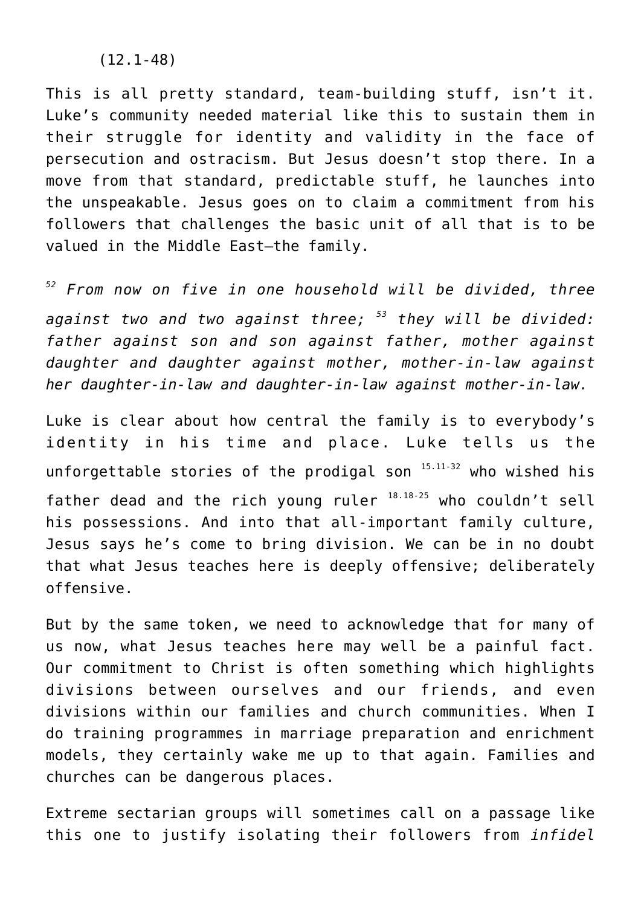(12.1-48)

This is all pretty standard, team-building stuff, isn't it. Luke's community needed material like this to sustain them in their struggle for identity and validity in the face of persecution and ostracism. But Jesus doesn't stop there. In a move from that standard, predictable stuff, he launches into the unspeakable. Jesus goes on to claim a commitment from his followers that challenges the basic unit of all that is to be valued in the Middle East—the family.

*[52] From now on five in one household will be divided, three against two and two against three; [53] they will be divided: father against son and son against father, mother against daughter and daughter against mother, mother-in-law against her daughter-in-law and daughter-in-law against mother-in-law.*

Luke is clear about how central the family is to everybody's identity in his time and place. Luke tells us the unforgettable stories of the prodigal son [15.11-32] who wished his father dead and the rich young ruler [18.18-25] who couldn't sell his possessions. And into that all-important family culture, Jesus says he's come to bring division. We can be in no doubt that what Jesus teaches here is deeply offensive; deliberately offensive.

But by the same token, we need to acknowledge that for many of us now, what Jesus teaches here may well be a painful fact. Our commitment to Christ is often something which highlights divisions between ourselves and our friends, and even divisions within our families and church communities. When I do training programmes in marriage preparation and enrichment models, they certainly wake me up to that again. Families and churches can be dangerous places.

Extreme sectarian groups will sometimes call on a passage like this one to justify isolating their followers from *infidel*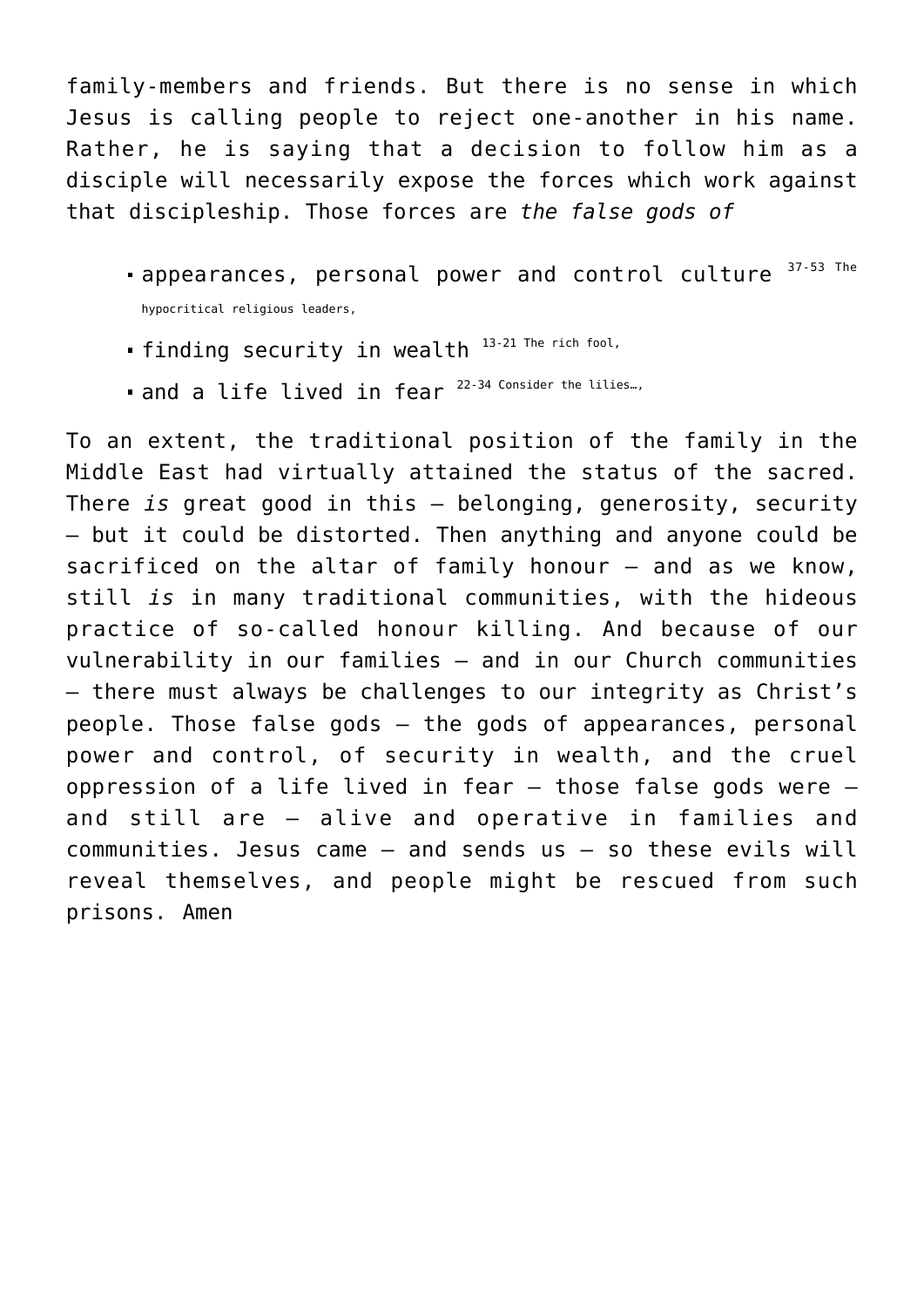family-members and friends. But there is no sense in which Jesus is calling people to reject one-another in his name. Rather, he is saying that a decision to follow him as a disciple will necessarily expose the forces which work against that discipleship. Those forces are *the false gods of*

- appearances, personal power and control culture [37-53 The hypocritical religious leaders,]
- finding security in wealth [13-21 The rich fool,]
- and a life lived in fear [22-34 Consider the lilies…,]

To an extent, the traditional position of the family in the Middle East had virtually attained the status of the sacred. There *is* great good in this – belonging, generosity, security – but it could be distorted. Then anything and anyone could be sacrificed on the altar of family honour – and as we know, still *is* in many traditional communities, with the hideous practice of so-called honour killing. And because of our vulnerability in our families – and in our Church communities – there must always be challenges to our integrity as Christ's people. Those false gods – the gods of appearances, personal power and control, of security in wealth, and the cruel oppression of a life lived in fear – those false gods were – and still are – alive and operative in families and communities. Jesus came – and sends us – so these evils will reveal themselves, and people might be rescued from such prisons. Amen